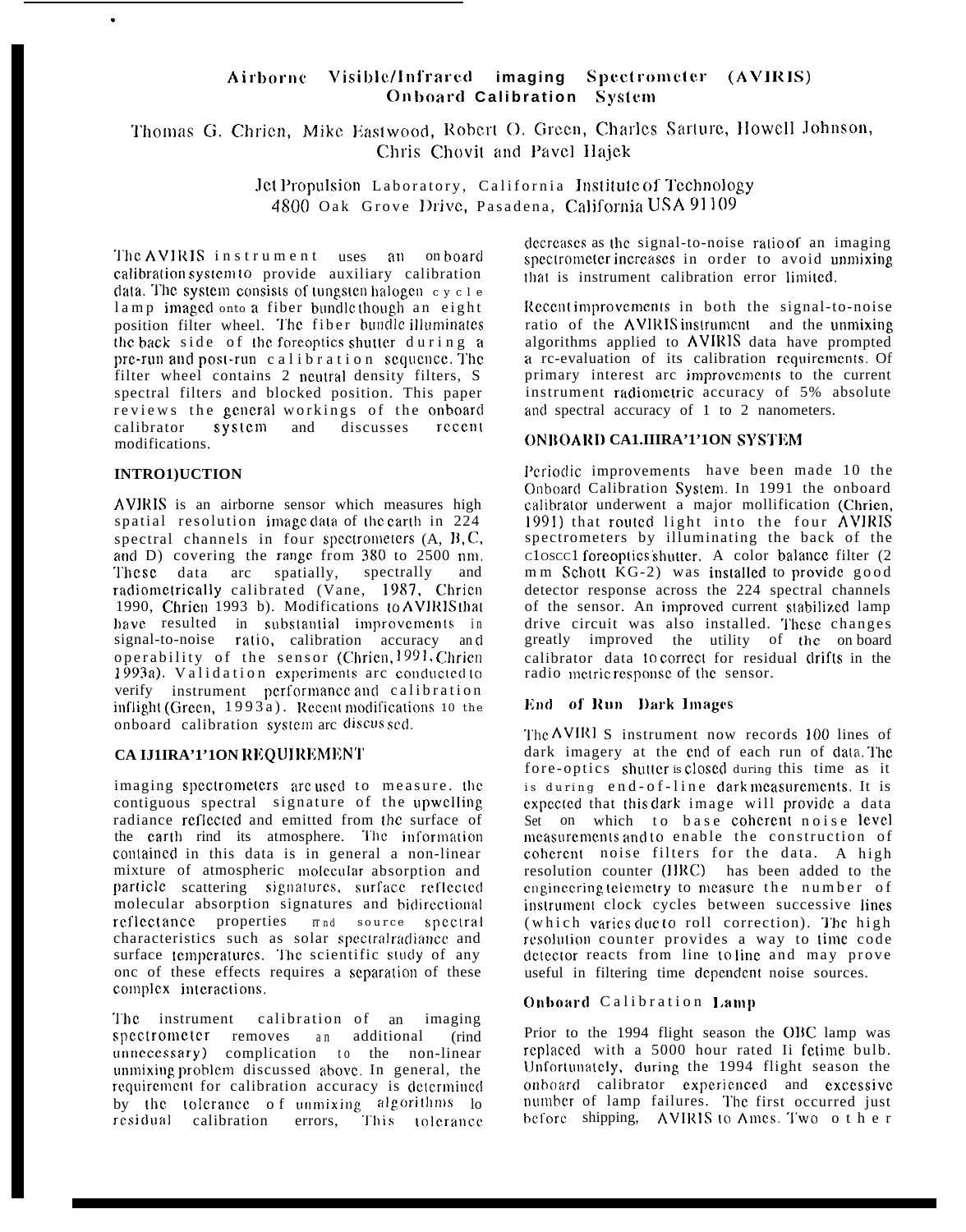# Airborne Visible/Infrared imaging Spectrometer (AVIRIS) Onboard Calibration System

Thomas G. Chrien, Mike Eastwood, Robert O. Green, Charles Sarture, Howell Johnson, Chris Chovit and Pavel Hajek

Jet Propulsion Laboratory, California Institute of Technology
4800 Oak Grove Drive, Pasadena, California USA 91109

The AVIRIS instrument uses an onboard calibration system to provide auxiliary calibration data. The system consists of tungsten halogen cycle lamp imaged onto a fiber bundle though an eight position filter wheel. The fiber bundle illuminates the back side of the foreoptics shutter during a pre-run and post-run calibration sequence. The filter wheel contains 2 neutral density filters, S spectral filters and blocked position. This paper reviews the general workings of the onboard calibrator system and discusses recent modifications.

## INTRODUCTION

AVIRIS is an airborne sensor which measures high spatial resolution image data of the earth in 224 spectral channels in four spectrometers (A, B, C, and D) covering the range from 380 to 2500 nm. These data are spatially, spectrally and radiometrically calibrated (Vane, 1987, Chrien 1990, Chrien 1993 b). Modifications to AVIRIS that have resulted in substantial improvements in signal-to-noise ratio, calibration accuracy and operability of the sensor (Chrien, 1991, Chrien 1993a). Validation experiments are conducted to verify instrument performance and calibration inflight (Green, 1993a). Recent modifications 10 the onboard calibration system are discussed.

## CALIBRATION REQUIREMENT

imaging spectrometers are used to measure. the contiguous spectral signature of the upwelling radiance reflected and emitted from the surface of the earth rind its atmosphere. The information contained in this data is in general a non-linear mixture of atmospheric molecular absorption and particle scattering signatures, surface reflected molecular absorption signatures and bidirectional reflectance properties and source spectral characteristics such as solar spectral radiance and surface temperatures. The scientific study of any one of these effects requires a separation of these complex interactions.

The instrument calibration of an imaging spectrometer removes an additional (rind unnecessary) complication to the non-linear unmixing problem discussed above. In general, the requirement for calibration accuracy is determined by the tolerance of unmixing algorithms lo residual calibration errors, This tolerance decreases as the signal-to-noise ratio of an imaging spectrometer increases in order to avoid unmixing that is instrument calibration error limited.

Recent improvements in both the signal-to-noise ratio of the AVIRIS instrument and the unmixing algorithms applied to AVIRIS data have prompted a re-evaluation of its calibration requirements. Of primary interest are improvements to the current instrument radiometric accuracy of 5% absolute and spectral accuracy of 1 to 2 nanometers.

## ONBOARD CALIBRATION SYSTEM

Periodic improvements have been made 10 the Onboard Calibration System. In 1991 the onboard calibrator underwent a major mollification (Chrien, 1991) that routed light into the four AVIRIS spectrometers by illuminating the back of the closed foreoptics shutter. A color balance filter (2 mm Schott KG-2) was installed to provide good detector response across the 224 spectral channels of the sensor. An improved current stabilized lamp drive circuit was also installed. These changes greatly improved the utility of the on board calibrator data to correct for residual drifts in the radio metric response of the sensor.

### End of Run Dark Images

The AVIRIS instrument now records 100 lines of dark imagery at the end of each run of data. The fore-optics shutter is closed during this time as it is during end-of-line dark measurements. It is expected that this dark image will provide a data Set on which to base coherent noise level measurements and to enable the construction of coherent noise filters for the data. A high resolution counter (HRC) has been added to the engineering telemetry to measure the number of instrument clock cycles between successive lines (which varies due to roll correction). The high resolution counter provides a way to time code detector reacts from line to line and may prove useful in filtering time dependent noise sources.

### Onboard Calibration Lamp

Prior to the 1994 flight season the OBC lamp was replaced with a 5000 hour rated lifetime bulb. Unfortunately, during the 1994 flight season the onboard calibrator experienced and excessive number of lamp failures. The first occurred just before shipping, AVIRIS to Ames. Two other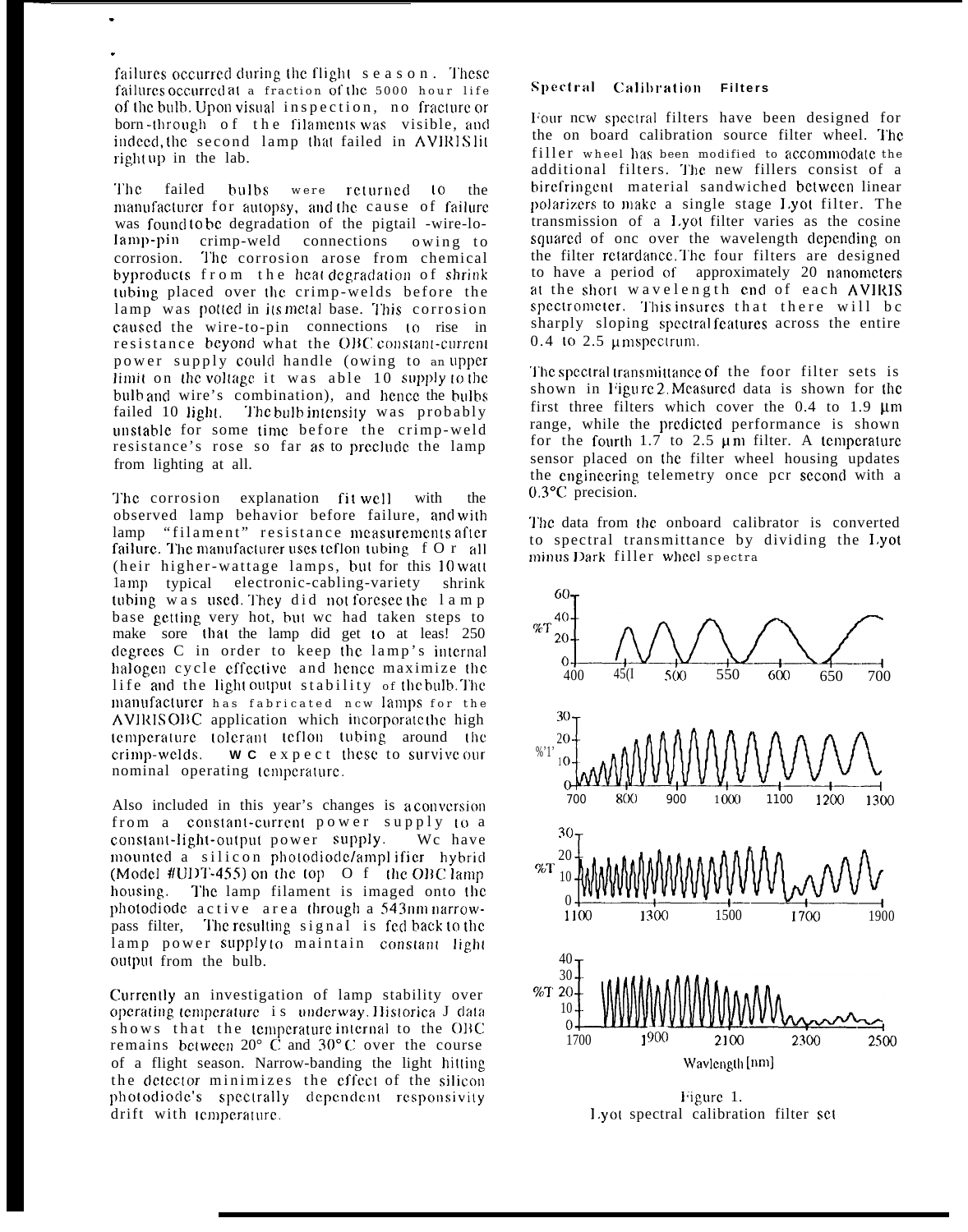failures occurred during the flight season. These failures occurred at a fraction of the 5000 hour life of the bulb. Upon visual inspection, no fracture or born-through of the filaments was visible, and indeed, the second lamp that failed in AVIRIS lit right up in the lab.

The failed bulbs were returned to the manufacturer for autopsy, and the cause of failure was found to be degradation of the pigtail -wire-lo-lamp-pin crimp-weld connections owing to corrosion. The corrosion arose from chemical byproducts from the heat degradation of shrink tubing placed over the crimp-welds before the lamp was potted in its metal base. This corrosion caused the wire-to-pin connections to rise in resistance beyond what the OBC constant-current power supply could handle (owing to an upper limit on the voltage it was able 10 supply to the bulb and wire's combination), and hence the bulbs failed 10 light. The bulb intensity was probably unstable for some time before the crimp-weld resistance's rose so far as to preclude the lamp from lighting at all.

The corrosion explanation fit well with the observed lamp behavior before failure, and with lamp "filament" resistance measurements after failure. The manufacturer uses teflon tubing f O r all (heir higher-wattage lamps, but for this 10 watt lamp typical electronic-cabling-variety shrink tubing was used. They did not foresee the lamp base getting very hot, but wc had taken steps to make sore that the lamp did get to at leas! 250 degrees C in order to keep the lamp's internal halogen cycle effective and hence maximize the life and the light output stability of the bulb. The manufacturer has fabricated ncw lamps for the AVIRIS OBC application which incorporate the high temperature tolerant teflon tubing around the crimp-welds. wc expect these to survive our nominal operating temperature.

Also included in this year's changes is a conversion from a constant-current power supply to a constant-light-output power supply. Wc have mounted a silicon photodiode/amplifier hybrid (Model #UDT-455) on the top O f the OBC lamp housing. The lamp filament is imaged onto the photodiode active area through a 543nm narrow-pass filter, The resulting signal is fed back to the lamp power supply to maintain constant light output from the bulb.

Currently an investigation of lamp stability over operating temperature is underway. Historica J data shows that the temperature internal to the OBC remains between 20° C and 30° C over the course of a flight season. Narrow-banding the light hitting the detector minimizes the effect of the silicon photodiode's spectrally dependent responsivity drift with temperature.

### Spectral Calibration Filters

Four ncw spectral filters have been designed for the on board calibration source filter wheel. The filler wheel has been modified to accommodate the additional filters. The new fillers consist of a birefringent material sandwiched between linear polarizers to make a single stage Lyot filter. The transmission of a Lyot filter varies as the cosine squared of onc over the wavelength depending on the filter retardance. The four filters are designed to have a period of approximately 20 nanometers at the short wavelength end of each AVIRIS spectrometer. This insures that there will bc sharply sloping spectral features across the entire 0.4 to 2.5 μm spectrum.

The spectral transmittance of the foor filter sets is shown in Figure 2. Measured data is shown for the first three filters which cover the 0.4 to 1.9 μm range, while the predicted performance is shown for the fourth 1.7 to 2.5 μm filter. A temperature sensor placed on the filter wheel housing updates the engineering telemetry once pcr second with a 0.3°C precision.

The data from the onboard calibrator is converted to spectral transmittance by dividing the Lyot minus Dark filler wheel spectra

Figure 1.
Lyot spectral calibration filter set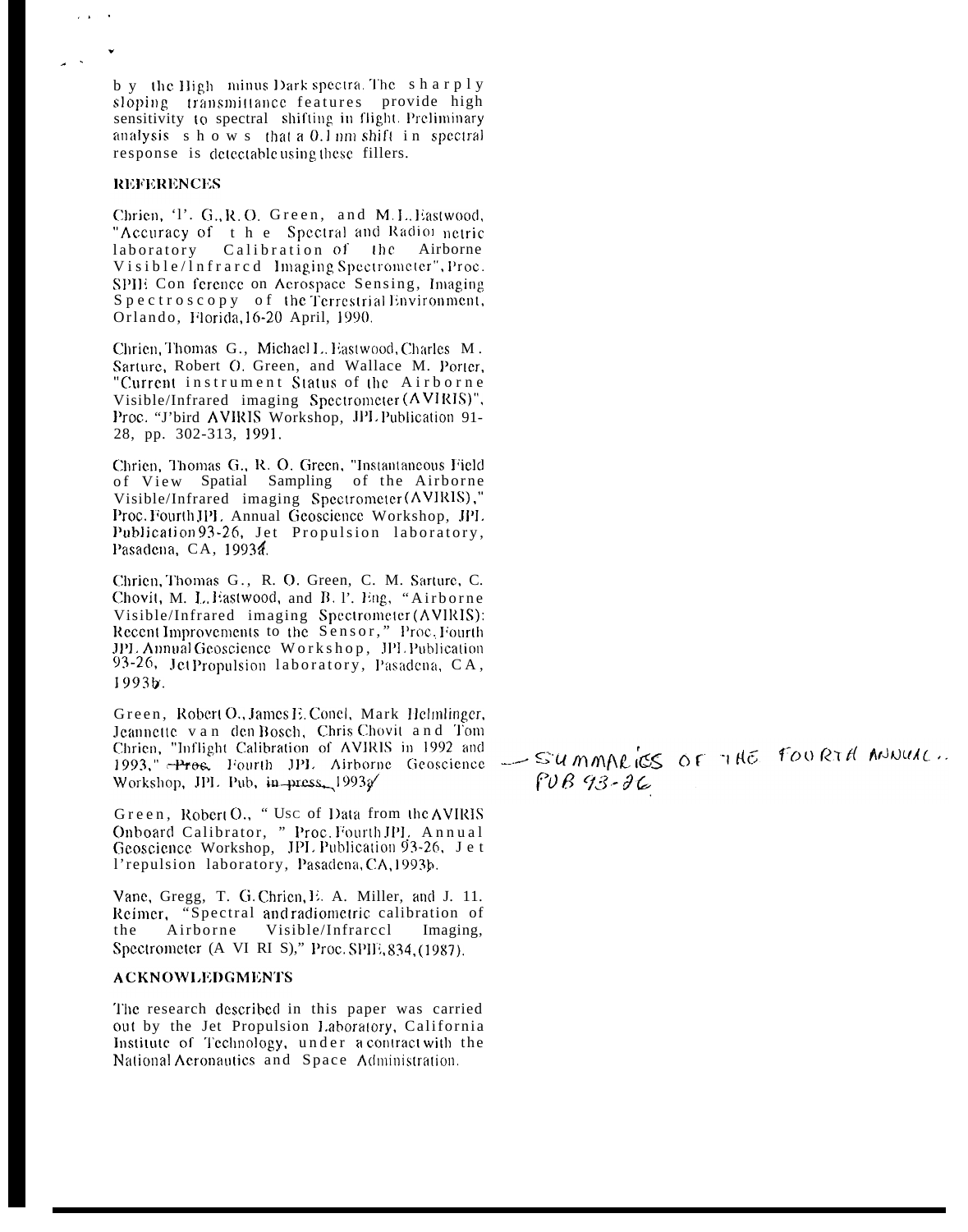by the High minus Dark spectra. The sharply sloping transmittance features provide high sensitivity to spectral shifting in flight. Preliminary analysis shows that a 0.1 nm shift in spectral response is detectable using these filters.

## REFERENCES

Chrien, T. G., R. O. Green, and M. L. Eastwood, "Accuracy of the Spectral and Radiometric laboratory Calibration of the Airborne Visible/Infrared Imaging Spectrometer", Proc. SPIE Conference on Aerospace Sensing, Imaging Spectroscopy of the Terrestrial Environment, Orlando, Florida, 16-20 April, 1990.

Chrien, Thomas G., Michael L. Eastwood, Charles M. Sarture, Robert O. Green, and Wallace M. Porter, "Current instrument Status of the Airborne Visible/Infrared imaging Spectrometer (AVIRIS)", Proc. Third AVIRIS Workshop, JPL Publication 91-28, pp. 302-313, 1991.

Chrien, Thomas G., R. O. Green, "Instantaneous Field of View Spatial Sampling of the Airborne Visible/Infrared imaging Spectrometer (AVIRIS)," Proc. Fourth JPL Annual Geoscience Workshop, JPL Publication 93-26, Jet Propulsion laboratory, Pasadena, CA, 1993a.

Chrien, Thomas G., R. O. Green, C. M. Sarture, C. Chovit, M. L. Eastwood, and B. T. Eng, "Airborne Visible/Infrared imaging Spectrometer (AVIRIS): Recent Improvements to the Sensor," Proc. Fourth JPL Annual Geoscience Workshop, JPL Publication 93-26, Jet Propulsion laboratory, Pasadena, CA, 1993b.

Green, Robert O., James E. Conel, Mark Helmlinger, Jeannette van den Bosch, Chris Chovit and Tom Chrien, "Inflight Calibration of AVIRIS in 1992 and 1993," ~~Proc.~~ Fourth JPL Airborne Geoscience Workshop, JPL Pub, ~~in press,~~ 1993a — SUMMARIES OF THE FOURTH ANNUAL.. PUB 93-26

Green, Robert O., "Use of Data from the AVIRIS Onboard Calibrator," Proc. Fourth JPL Annual Geoscience Workshop, JPL Publication 93-26, Jet Propulsion laboratory, Pasadena, CA, 1993b.

Vane, Gregg, T. G. Chrien, E. A. Miller, and J. H. Reimer, "Spectral and radiometric calibration of the Airborne Visible/Infrared Imaging, Spectrometer (AVIRIS)," Proc. SPIE, 834, (1987).

## ACKNOWLEDGMENTS

The research described in this paper was carried out by the Jet Propulsion Laboratory, California Institute of Technology, under a contract with the National Aeronautics and Space Administration.